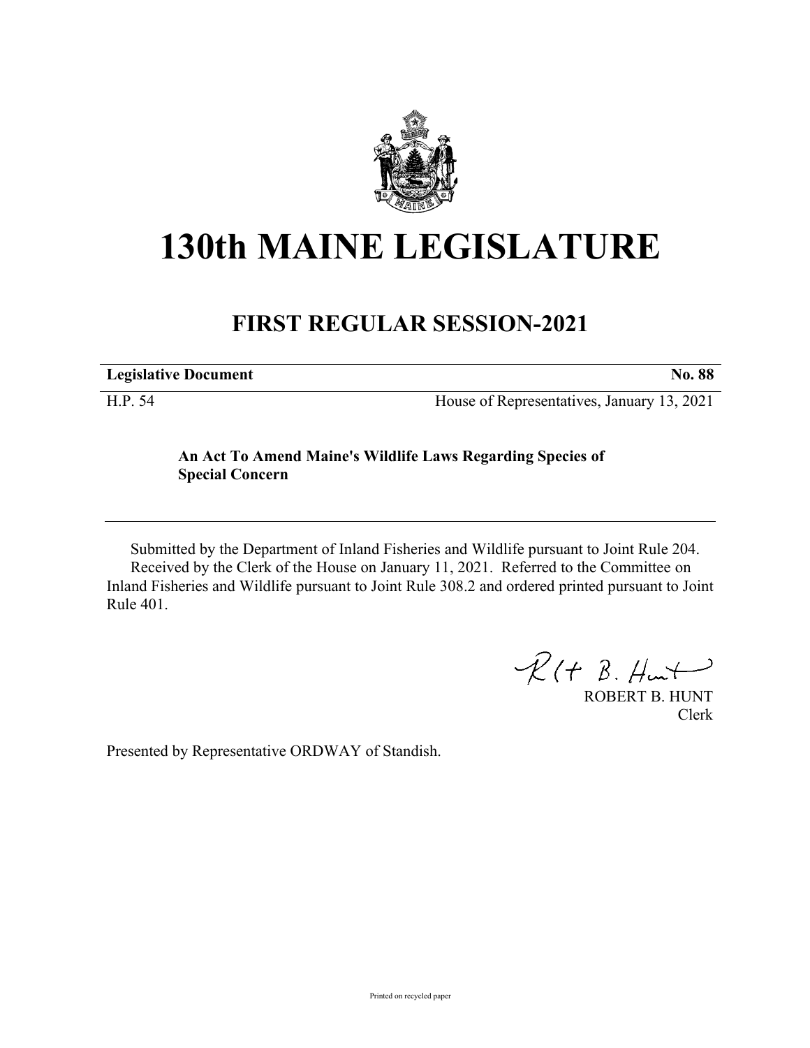# 130th MAINE LEGISLATURE

## FIRST REGULAR SESSION-2021

| **Legislative Document** | **No. 88** |
|---|---|
| H.P. 54 | House of Representatives, January 13, 2021 |

**An Act To Amend Maine's Wildlife Laws Regarding Species of Special Concern**

Submitted by the Department of Inland Fisheries and Wildlife pursuant to Joint Rule 204.
Received by the Clerk of the House on January 11, 2021. Referred to the Committee on Inland Fisheries and Wildlife pursuant to Joint Rule 308.2 and ordered printed pursuant to Joint Rule 401.

ROBERT B. HUNT
Clerk

Presented by Representative ORDWAY of Standish.

Printed on recycled paper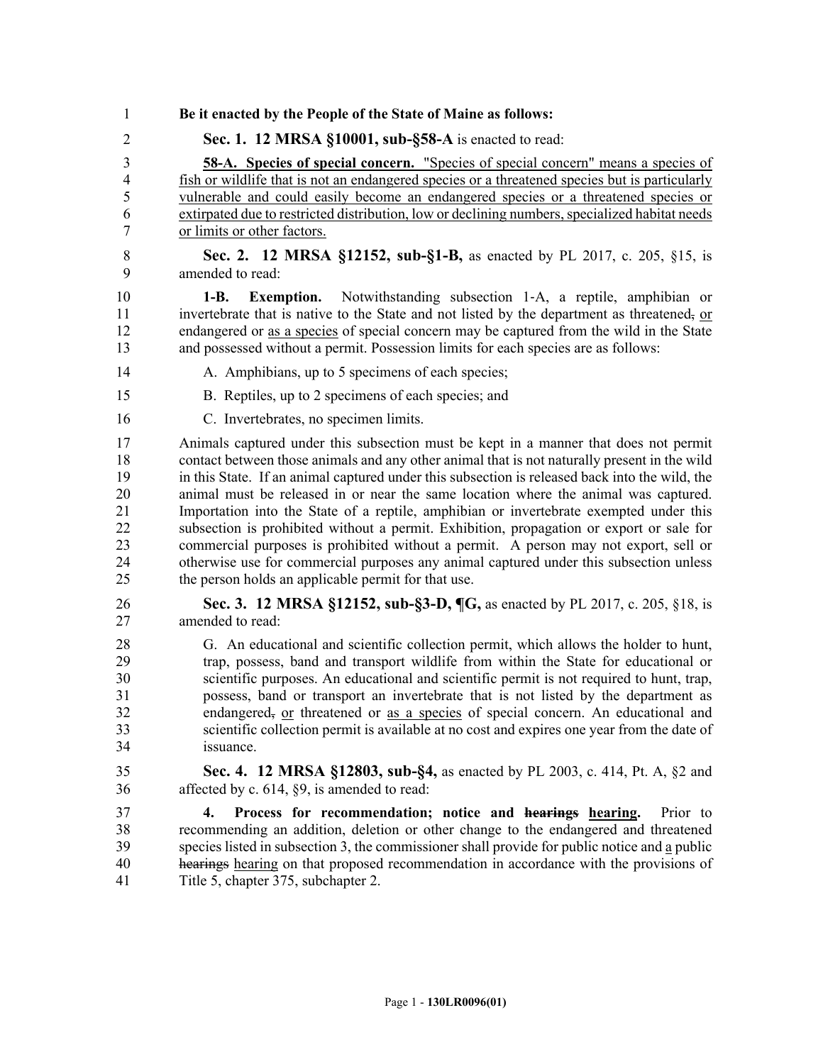**Be it enacted by the People of the State of Maine as follows:**

**Sec. 1. 12 MRSA §10001, sub-§58-A** is enacted to read:

**58-A. Species of special concern.** "Species of special concern" means a species of fish or wildlife that is not an endangered species or a threatened species but is particularly vulnerable and could easily become an endangered species or a threatened species or extirpated due to restricted distribution, low or declining numbers, specialized habitat needs or limits or other factors.

**Sec. 2. 12 MRSA §12152, sub-§1-B,** as enacted by PL 2017, c. 205, §15, is amended to read:

**1-B. Exemption.** Notwithstanding subsection 1-A, a reptile, amphibian or invertebrate that is native to the State and not listed by the department as threatened~~,~~ or endangered or as a species of special concern may be captured from the wild in the State and possessed without a permit. Possession limits for each species are as follows:

A. Amphibians, up to 5 specimens of each species;

B. Reptiles, up to 2 specimens of each species; and

C. Invertebrates, no specimen limits.

Animals captured under this subsection must be kept in a manner that does not permit contact between those animals and any other animal that is not naturally present in the wild in this State. If an animal captured under this subsection is released back into the wild, the animal must be released in or near the same location where the animal was captured. Importation into the State of a reptile, amphibian or invertebrate exempted under this subsection is prohibited without a permit. Exhibition, propagation or export or sale for commercial purposes is prohibited without a permit. A person may not export, sell or otherwise use for commercial purposes any animal captured under this subsection unless the person holds an applicable permit for that use.

**Sec. 3. 12 MRSA §12152, sub-§3-D, ¶G,** as enacted by PL 2017, c. 205, §18, is amended to read:

G. An educational and scientific collection permit, which allows the holder to hunt, trap, possess, band and transport wildlife from within the State for educational or scientific purposes. An educational and scientific permit is not required to hunt, trap, possess, band or transport an invertebrate that is not listed by the department as endangered~~,~~ or threatened or as a species of special concern. An educational and scientific collection permit is available at no cost and expires one year from the date of issuance.

**Sec. 4. 12 MRSA §12803, sub-§4,** as enacted by PL 2003, c. 414, Pt. A, §2 and affected by c. 614, §9, is amended to read:

**4. Process for recommendation; notice and ~~hearings~~ hearing.** Prior to recommending an addition, deletion or other change to the endangered and threatened species listed in subsection 3, the commissioner shall provide for public notice and a public ~~hearings~~ hearing on that proposed recommendation in accordance with the provisions of Title 5, chapter 375, subchapter 2.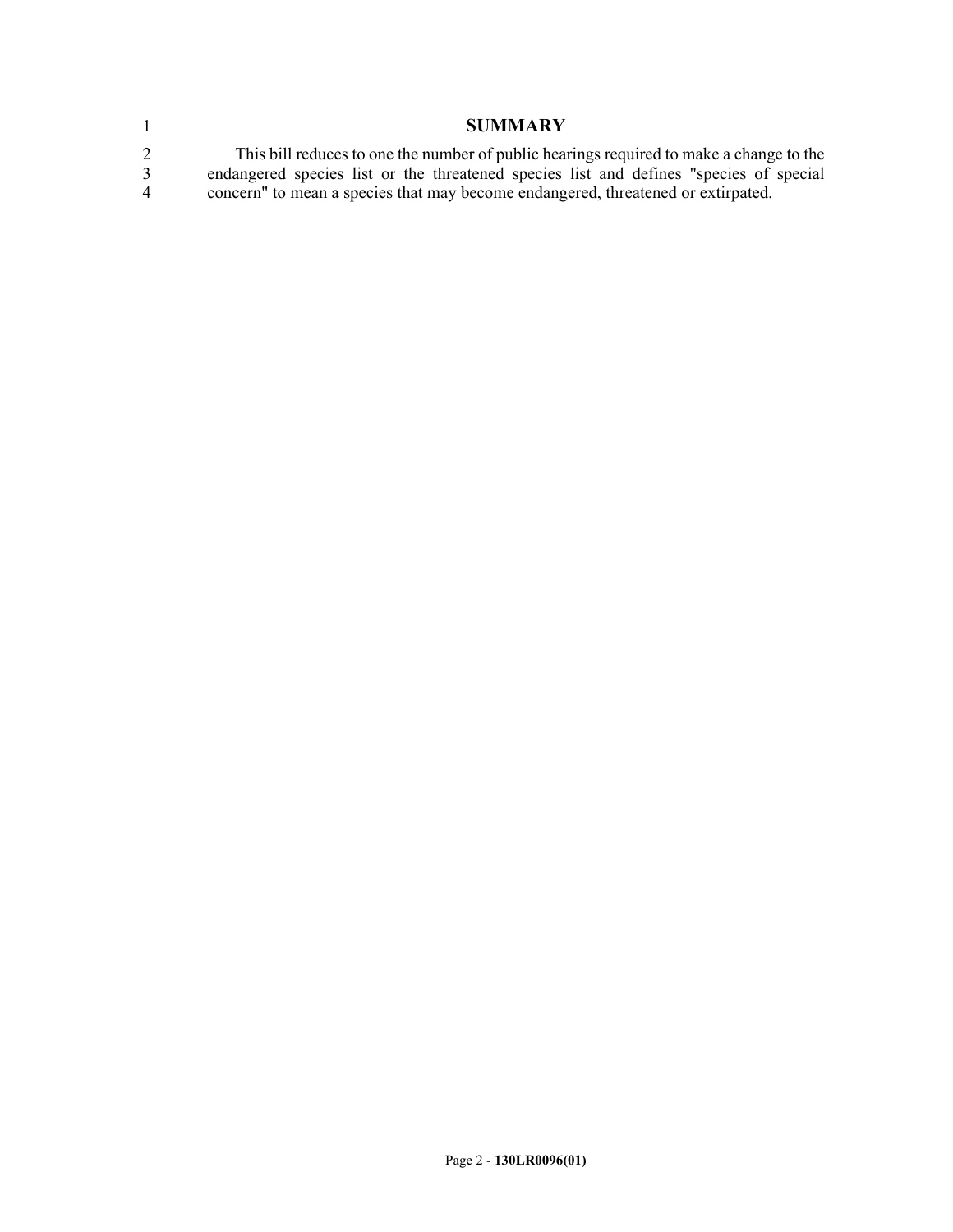## SUMMARY

This bill reduces to one the number of public hearings required to make a change to the endangered species list or the threatened species list and defines "species of special concern" to mean a species that may become endangered, threatened or extirpated.